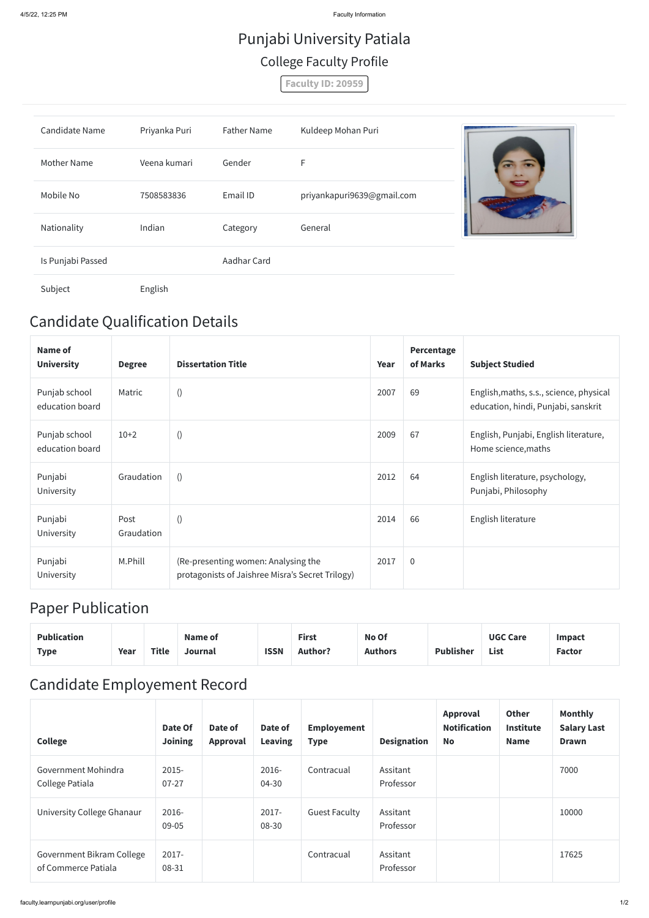# Punjabi University Patiala

## College Faculty Profile

**Faculty ID: 20959**

| | | | |
|---|---|---|---|
| Candidate Name | Priyanka Puri | Father Name | Kuldeep Mohan Puri |
| Mother Name | Veena kumari | Gender | F |
| Mobile No | 7508583836 | Email ID | priyankapuri9639@gmail.com |
| Nationality | Indian | Category | General |
| Is Punjabi Passed | | Aadhar Card | |
| Subject | English | | |

## Candidate Qualification Details

| Name of University | Degree | Dissertation Title | Year | Percentage of Marks | Subject Studied |
|---|---|---|---|---|---|
| Punjab school education board | Matric | () | 2007 | 69 | English,maths, s.s., science, physical education, hindi, Punjabi, sanskrit |
| Punjab school education board | 10+2 | () | 2009 | 67 | English, Punjabi, English literature, Home science,maths |
| Punjabi University | Graudation | () | 2012 | 64 | English literature, psychology, Punjabi, Philosophy |
| Punjabi University | Post Graudation | () | 2014 | 66 | English literature |
| Punjabi University | M.Phill | (Re-presenting women: Analysing the protagonists of Jaishree Misra's Secret Trilogy) | 2017 | 0 | |

## Paper Publication

| Publication Type | Year | Title | Name of Journal | ISSN | First Author? | No Of Authors | Publisher | UGC Care List | Impact Factor |
|---|---|---|---|---|---|---|---|---|---|

## Candidate Employement Record

| College | Date Of Joining | Date of Approval | Date of Leaving | Employement Type | Designation | Approval Notification No | Other Institute Name | Monthly Salary Last Drawn |
|---|---|---|---|---|---|---|---|---|
| Government Mohindra College Patiala | 2015-07-27 | | 2016-04-30 | Contracual | Assitant Professor | | | 7000 |
| University College Ghanaur | 2016-09-05 | | 2017-08-30 | Guest Faculty | Assitant Professor | | | 10000 |
| Government Bikram College of Commerce Patiala | 2017-08-31 | | | Contracual | Assitant Professor | | | 17625 |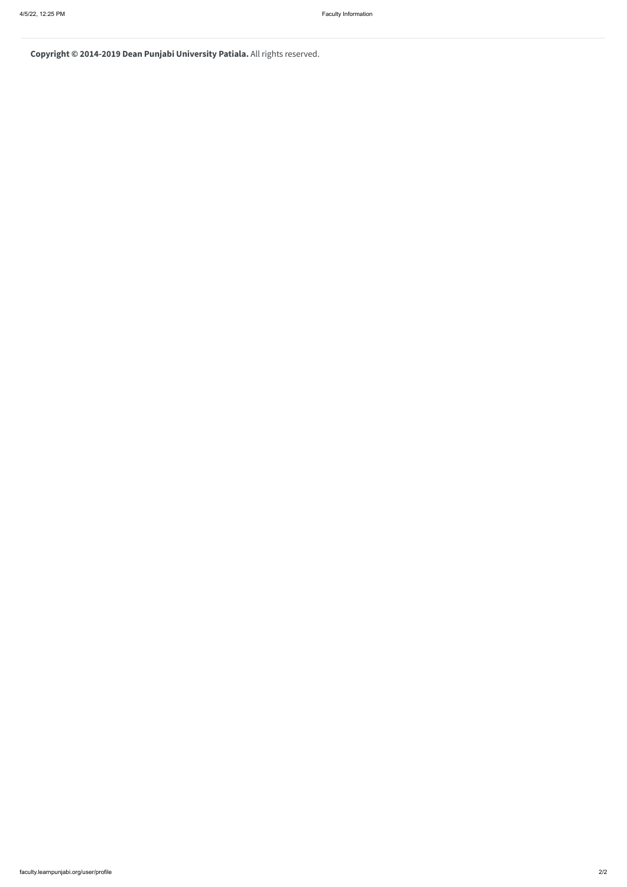**Copyright © 2014-2019 Dean Punjabi University Patiala.** All rights reserved.